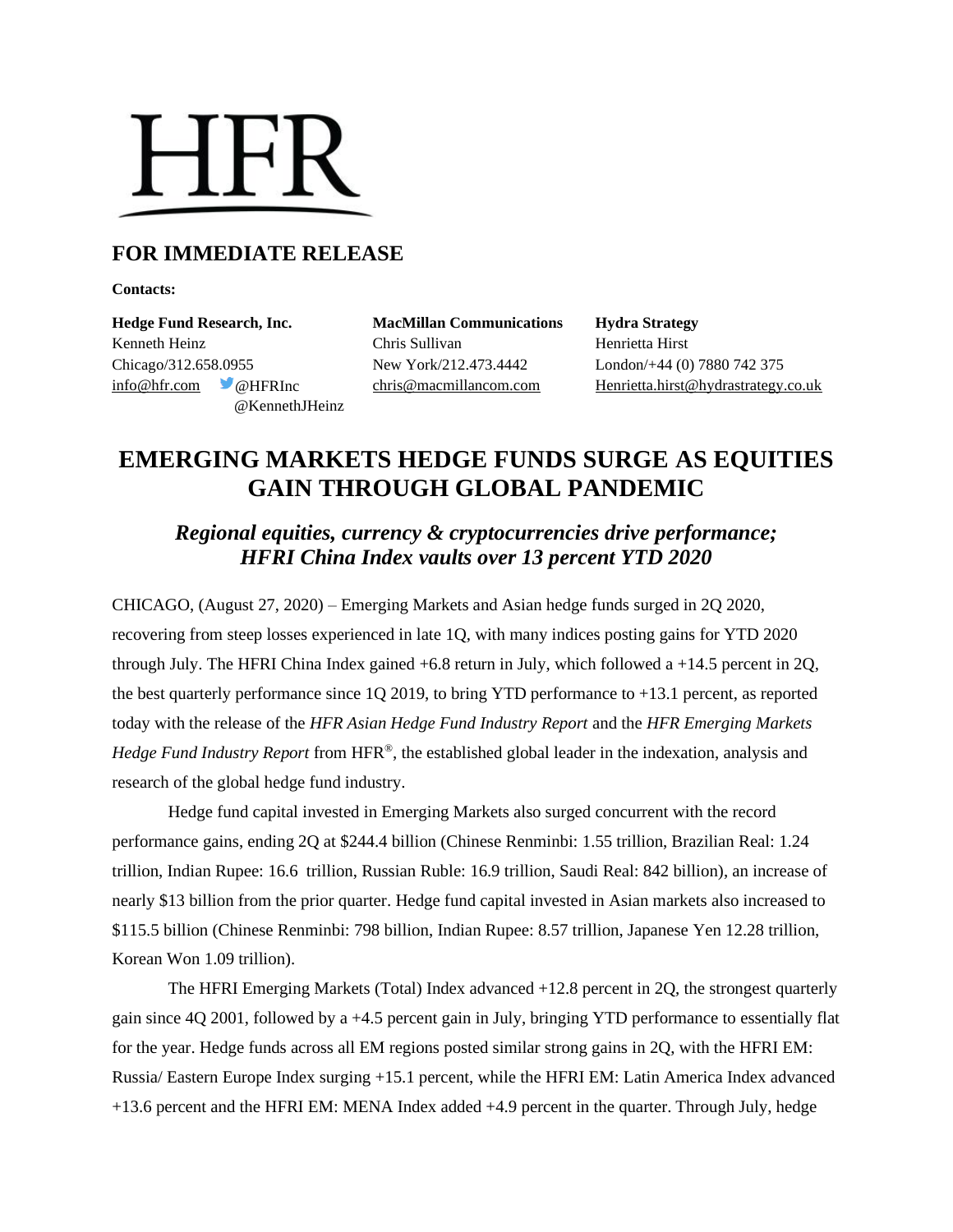# HFR

## FOR IMMEDIATE RELEASE

**Contacts:**

**Hedge Fund Research, Inc.**
Kenneth Heinz
Chicago/312.658.0955
info@hfr.com @HFRInc
@KennethJHeinz

**MacMillan Communications**
Chris Sullivan
New York/212.473.4442
chris@macmillancom.com

**Hydra Strategy**
Henrietta Hirst
London/+44 (0) 7880 742 375
Henrietta.hirst@hydrastrategy.co.uk

# EMERGING MARKETS HEDGE FUNDS SURGE AS EQUITIES GAIN THROUGH GLOBAL PANDEMIC

## *Regional equities, currency & cryptocurrencies drive performance; HFRI China Index vaults over 13 percent YTD 2020*

CHICAGO, (August 27, 2020) – Emerging Markets and Asian hedge funds surged in 2Q 2020, recovering from steep losses experienced in late 1Q, with many indices posting gains for YTD 2020 through July. The HFRI China Index gained +6.8 return in July, which followed a +14.5 percent in 2Q, the best quarterly performance since 1Q 2019, to bring YTD performance to +13.1 percent, as reported today with the release of the *HFR Asian Hedge Fund Industry Report* and the *HFR Emerging Markets Hedge Fund Industry Report* from HFR®, the established global leader in the indexation, analysis and research of the global hedge fund industry.

Hedge fund capital invested in Emerging Markets also surged concurrent with the record performance gains, ending 2Q at $244.4 billion (Chinese Renminbi: 1.55 trillion, Brazilian Real: 1.24 trillion, Indian Rupee: 16.6 trillion, Russian Ruble: 16.9 trillion, Saudi Real: 842 billion), an increase of nearly $13 billion from the prior quarter. Hedge fund capital invested in Asian markets also increased to $115.5 billion (Chinese Renminbi: 798 billion, Indian Rupee: 8.57 trillion, Japanese Yen 12.28 trillion, Korean Won 1.09 trillion).

The HFRI Emerging Markets (Total) Index advanced +12.8 percent in 2Q, the strongest quarterly gain since 4Q 2001, followed by a +4.5 percent gain in July, bringing YTD performance to essentially flat for the year. Hedge funds across all EM regions posted similar strong gains in 2Q, with the HFRI EM: Russia/ Eastern Europe Index surging +15.1 percent, while the HFRI EM: Latin America Index advanced +13.6 percent and the HFRI EM: MENA Index added +4.9 percent in the quarter. Through July, hedge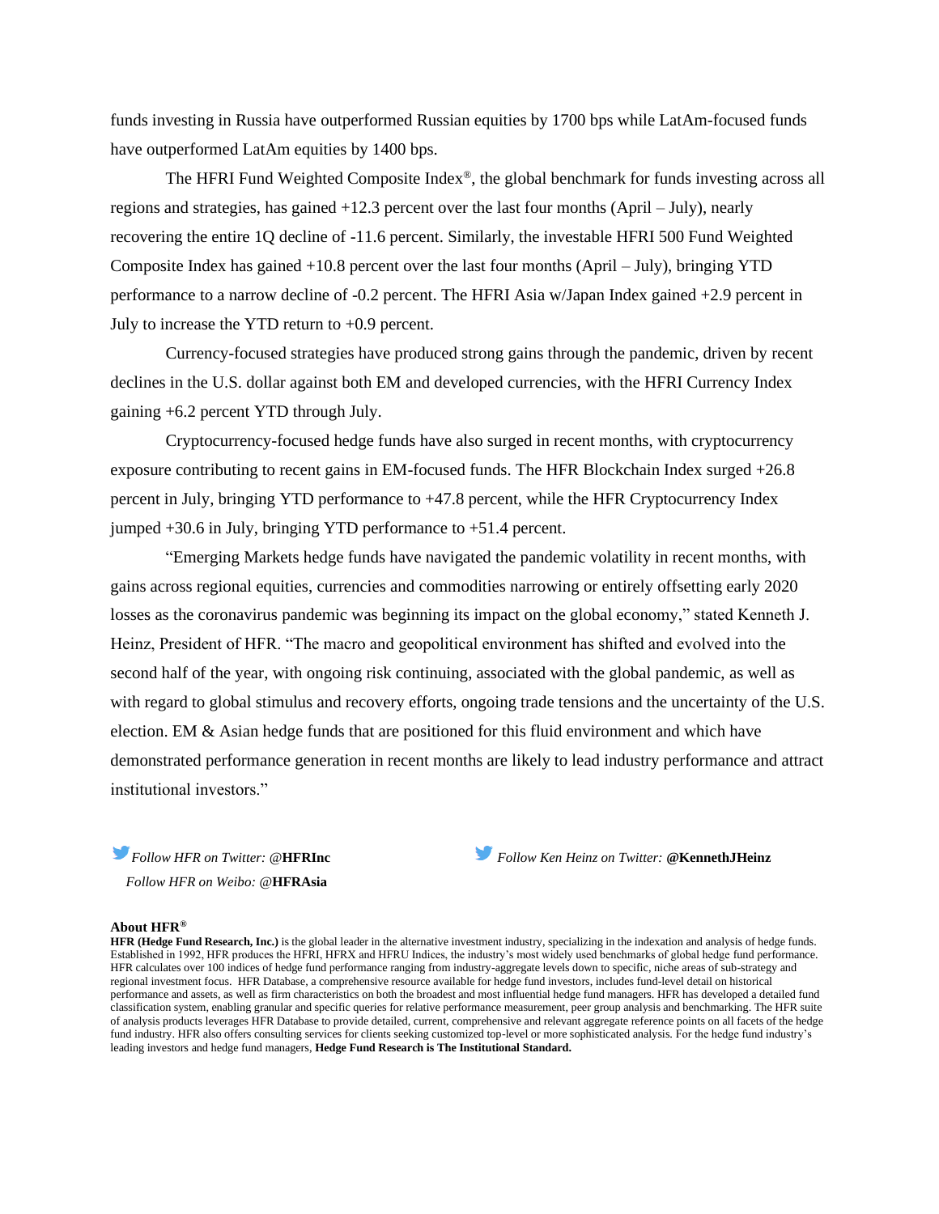funds investing in Russia have outperformed Russian equities by 1700 bps while LatAm-focused funds have outperformed LatAm equities by 1400 bps.

The HFRI Fund Weighted Composite Index®, the global benchmark for funds investing across all regions and strategies, has gained +12.3 percent over the last four months (April – July), nearly recovering the entire 1Q decline of -11.6 percent. Similarly, the investable HFRI 500 Fund Weighted Composite Index has gained +10.8 percent over the last four months (April – July), bringing YTD performance to a narrow decline of -0.2 percent. The HFRI Asia w/Japan Index gained +2.9 percent in July to increase the YTD return to +0.9 percent.

Currency-focused strategies have produced strong gains through the pandemic, driven by recent declines in the U.S. dollar against both EM and developed currencies, with the HFRI Currency Index gaining +6.2 percent YTD through July.

Cryptocurrency-focused hedge funds have also surged in recent months, with cryptocurrency exposure contributing to recent gains in EM-focused funds. The HFR Blockchain Index surged +26.8 percent in July, bringing YTD performance to +47.8 percent, while the HFR Cryptocurrency Index jumped +30.6 in July, bringing YTD performance to +51.4 percent.

"Emerging Markets hedge funds have navigated the pandemic volatility in recent months, with gains across regional equities, currencies and commodities narrowing or entirely offsetting early 2020 losses as the coronavirus pandemic was beginning its impact on the global economy," stated Kenneth J. Heinz, President of HFR. "The macro and geopolitical environment has shifted and evolved into the second half of the year, with ongoing risk continuing, associated with the global pandemic, as well as with regard to global stimulus and recovery efforts, ongoing trade tensions and the uncertainty of the U.S. election. EM & Asian hedge funds that are positioned for this fluid environment and which have demonstrated performance generation in recent months are likely to lead industry performance and attract institutional investors."

*Follow HFR on Twitter:* @**HFRInc**

*Follow HFR on Weibo:* @**HFRAsia**

*Follow Ken Heinz on Twitter:* **@KennethJHeinz**

**About HFR®**

**HFR (Hedge Fund Research, Inc.)** is the global leader in the alternative investment industry, specializing in the indexation and analysis of hedge funds. Established in 1992, HFR produces the HFRI, HFRX and HFRU Indices, the industry's most widely used benchmarks of global hedge fund performance. HFR calculates over 100 indices of hedge fund performance ranging from industry-aggregate levels down to specific, niche areas of sub-strategy and regional investment focus. HFR Database, a comprehensive resource available for hedge fund investors, includes fund-level detail on historical performance and assets, as well as firm characteristics on both the broadest and most influential hedge fund managers. HFR has developed a detailed fund classification system, enabling granular and specific queries for relative performance measurement, peer group analysis and benchmarking. The HFR suite of analysis products leverages HFR Database to provide detailed, current, comprehensive and relevant aggregate reference points on all facets of the hedge fund industry. HFR also offers consulting services for clients seeking customized top-level or more sophisticated analysis. For the hedge fund industry's leading investors and hedge fund managers, **Hedge Fund Research is The Institutional Standard.**